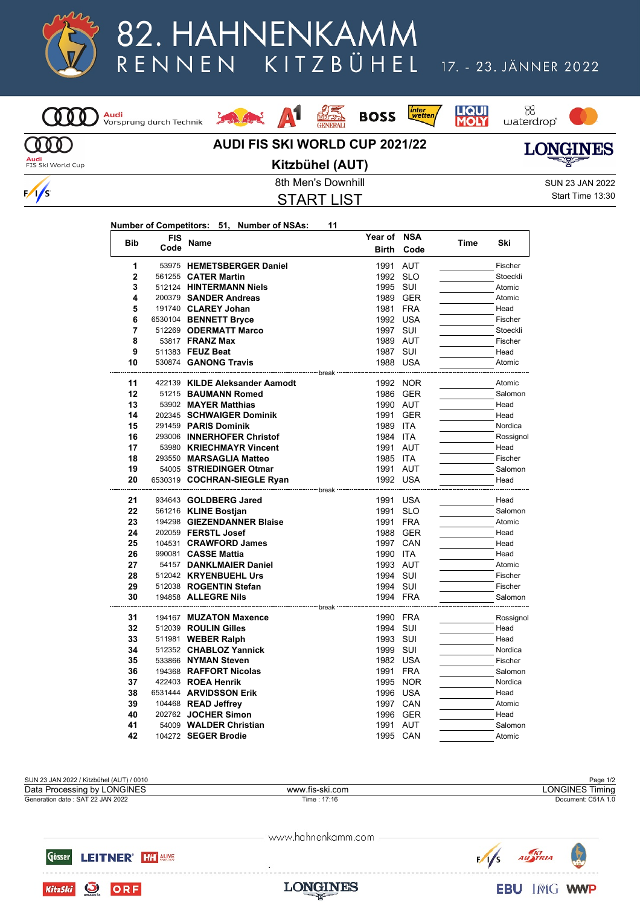# 82. HAHNENKAMM RENNEN KITZBÜHEL

17. - 23. JÄNNER 2022

## AUDI FIS SKI WORLD CUP 2021/22

## Kitzbühel (AUT)

8th Men's Downhill

SUN 23 JAN 2022
Start Time 13:30

## START LIST

**Number of Competitors: 51, Number of NSAs: 11**

| Bib | FIS Code | Name | Year of Birth | NSA Code | Time | Ski |
|---|---|---|---|---|---|---|
| 1 | 53975 | **HEMETSBERGER Daniel** | 1991 | AUT | | Fischer |
| 2 | 561255 | **CATER Martin** | 1992 | SLO | | Stoeckli |
| 3 | 512124 | **HINTERMANN Niels** | 1995 | SUI | | Atomic |
| 4 | 200379 | **SANDER Andreas** | 1989 | GER | | Atomic |
| 5 | 191740 | **CLAREY Johan** | 1981 | FRA | | Head |
| 6 | 6530104 | **BENNETT Bryce** | 1992 | USA | | Fischer |
| 7 | 512269 | **ODERMATT Marco** | 1997 | SUI | | Stoeckli |
| 8 | 53817 | **FRANZ Max** | 1989 | AUT | | Fischer |
| 9 | 511383 | **FEUZ Beat** | 1987 | SUI | | Head |
| 10 | 530874 | **GANONG Travis** | 1988 | USA | | Atomic |
| | | break | | | | |
| 11 | 422139 | **KILDE Aleksander Aamodt** | 1992 | NOR | | Atomic |
| 12 | 51215 | **BAUMANN Romed** | 1986 | GER | | Salomon |
| 13 | 53902 | **MAYER Matthias** | 1990 | AUT | | Head |
| 14 | 202345 | **SCHWAIGER Dominik** | 1991 | GER | | Head |
| 15 | 291459 | **PARIS Dominik** | 1989 | ITA | | Nordica |
| 16 | 293006 | **INNERHOFER Christof** | 1984 | ITA | | Rossignol |
| 17 | 53980 | **KRIECHMAYR Vincent** | 1991 | AUT | | Head |
| 18 | 293550 | **MARSAGLIA Matteo** | 1985 | ITA | | Fischer |
| 19 | 54005 | **STRIEDINGER Otmar** | 1991 | AUT | | Salomon |
| 20 | 6530319 | **COCHRAN-SIEGLE Ryan** | 1992 | USA | | Head |
| | | break | | | | |
| 21 | 934643 | **GOLDBERG Jared** | 1991 | USA | | Head |
| 22 | 561216 | **KLINE Bostjan** | 1991 | SLO | | Salomon |
| 23 | 194298 | **GIEZENDANNER Blaise** | 1991 | FRA | | Atomic |
| 24 | 202059 | **FERSTL Josef** | 1988 | GER | | Head |
| 25 | 104531 | **CRAWFORD James** | 1997 | CAN | | Head |
| 26 | 990081 | **CASSE Mattia** | 1990 | ITA | | Head |
| 27 | 54157 | **DANKLMAIER Daniel** | 1993 | AUT | | Atomic |
| 28 | 512042 | **KRYENBUEHL Urs** | 1994 | SUI | | Fischer |
| 29 | 512038 | **ROGENTIN Stefan** | 1994 | SUI | | Fischer |
| 30 | 194858 | **ALLEGRE Nils** | 1994 | FRA | | Salomon |
| | | break | | | | |
| 31 | 194167 | **MUZATON Maxence** | 1990 | FRA | | Rossignol |
| 32 | 512039 | **ROULIN Gilles** | 1994 | SUI | | Head |
| 33 | 511981 | **WEBER Ralph** | 1993 | SUI | | Head |
| 34 | 512352 | **CHABLOZ Yannick** | 1999 | SUI | | Nordica |
| 35 | 533866 | **NYMAN Steven** | 1982 | USA | | Fischer |
| 36 | 194368 | **RAFFORT Nicolas** | 1991 | FRA | | Salomon |
| 37 | 422403 | **ROEA Henrik** | 1995 | NOR | | Nordica |
| 38 | 6531444 | **ARVIDSSON Erik** | 1996 | USA | | Head |
| 39 | 104468 | **READ Jeffrey** | 1997 | CAN | | Atomic |
| 40 | 202762 | **JOCHER Simon** | 1996 | GER | | Head |
| 41 | 54009 | **WALDER Christian** | 1991 | AUT | | Salomon |
| 42 | 104272 | **SEGER Brodie** | 1995 | CAN | | Atomic |

SUN 23 JAN 2022 / Kitzbühel (AUT) / 0010

Data Processing by LONGINES | www.fis-ski.com | LONGINES Timing

Generation date : SAT 22 JAN 2022 | Time : 17:16 | Document: C51A 1.0

www.hahnenkamm.com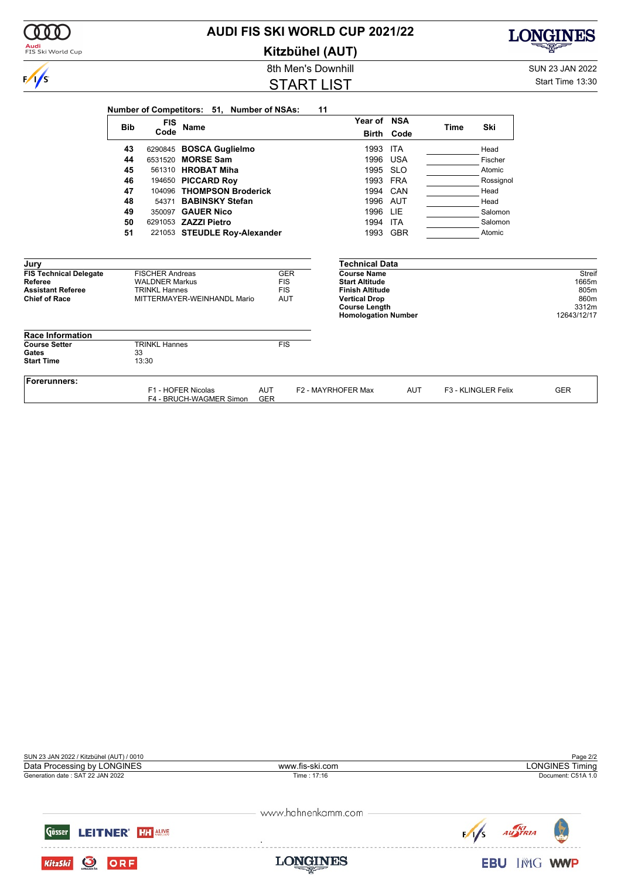# AUDI FIS SKI WORLD CUP 2021/22

## Kitzbühel (AUT)

8th Men's Downhill

SUN 23 JAN 2022

START LIST

Start Time 13:30

**Number of Competitors: 51, Number of NSAs: 11**

| Bib | FIS Code | Name | Year of Birth | NSA Code | Time | Ski |
|---|---|---|---|---|---|---|
| 43 | 6290845 | **BOSCA Guglielmo** | 1993 | ITA | | Head |
| 44 | 6531520 | **MORSE Sam** | 1996 | USA | | Fischer |
| 45 | 561310 | **HROBAT Miha** | 1995 | SLO | | Atomic |
| 46 | 194650 | **PICCARD Roy** | 1993 | FRA | | Rossignol |
| 47 | 104096 | **THOMPSON Broderick** | 1994 | CAN | | Head |
| 48 | 54371 | **BABINSKY Stefan** | 1996 | AUT | | Head |
| 49 | 350097 | **GAUER Nico** | 1996 | LIE | | Salomon |
| 50 | 6291053 | **ZAZZI Pietro** | 1994 | ITA | | Salomon |
| 51 | 221053 | **STEUDLE Roy-Alexander** | 1993 | GBR | | Atomic |

### Jury

| | | |
|---|---|---|
| **FIS Technical Delegate** | FISCHER Andreas | GER |
| **Referee** | WALDNER Markus | FIS |
| **Assistant Referee** | TRINKL Hannes | FIS |
| **Chief of Race** | MITTERMAYER-WEINHANDL Mario | AUT |

### Technical Data

| | |
|---|---|
| **Course Name** | Streif |
| **Start Altitude** | 1665m |
| **Finish Altitude** | 805m |
| **Vertical Drop** | 860m |
| **Course Length** | 3312m |
| **Homologation Number** | 12643/12/17 |

### Race Information

| | | |
|---|---|---|
| **Course Setter** | TRINKL Hannes | FIS |
| **Gates** | 33 | |
| **Start Time** | 13:30 | |

### Forerunners:

| | | | | | |
|---|---|---|---|---|---|
| F1 - HOFER Nicolas | AUT | F2 - MAYRHOFER Max | AUT | F3 - KLINGLER Felix | GER |
| F4 - BRUCH-WAGMER Simon | GER | | | | |

SUN 23 JAN 2022 / Kitzbühel (AUT) / 0010

Data Processing by LONGINES — www.fis-ski.com — LONGINES Timing

Generation date : SAT 22 JAN 2022 — Time : 17:16 — Document: C51A 1.0

www.hahnenkamm.com